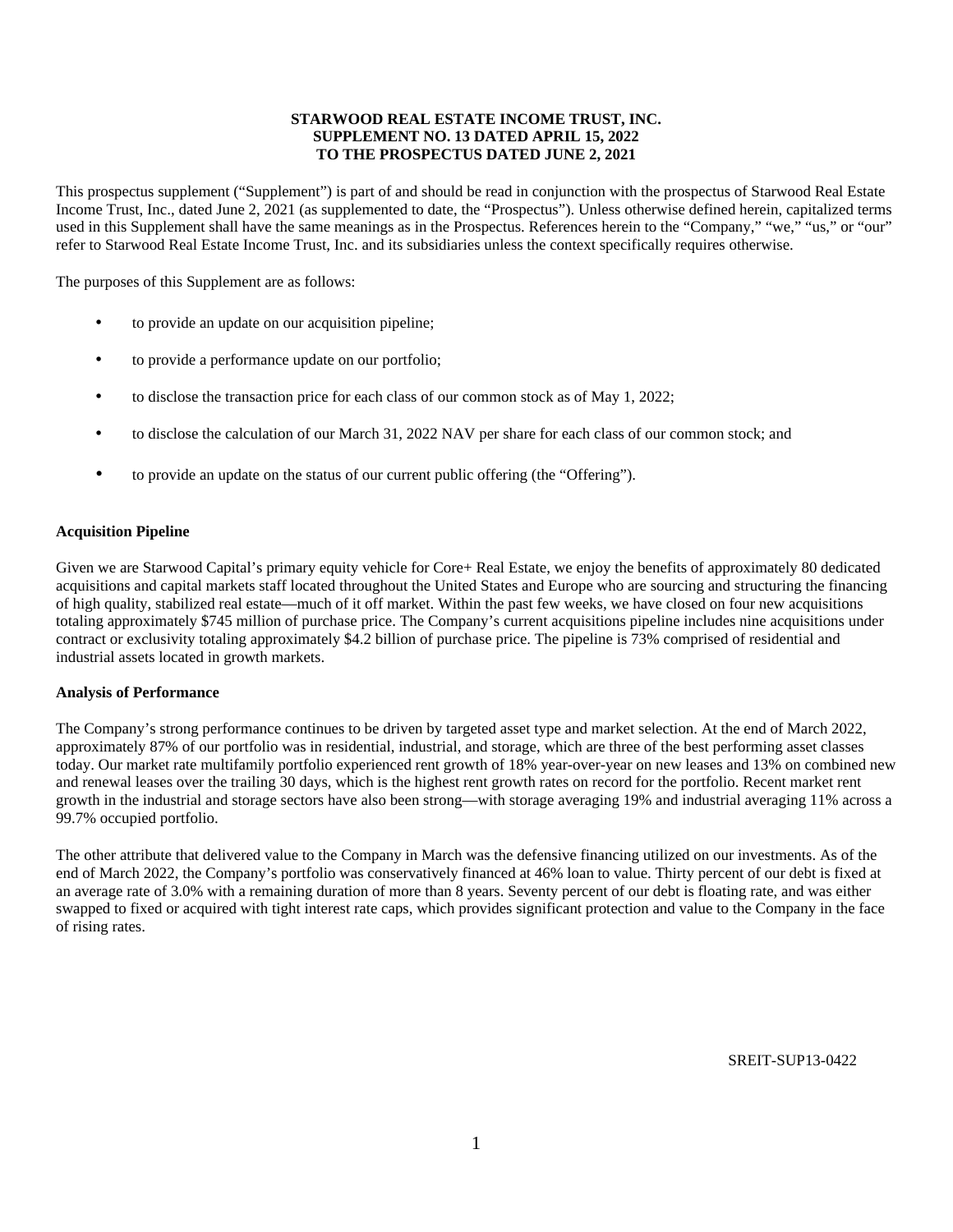**STARWOOD REAL ESTATE INCOME TRUST, INC.**
**SUPPLEMENT NO. 13 DATED APRIL 15, 2022**
**TO THE PROSPECTUS DATED JUNE 2, 2021**

This prospectus supplement ("Supplement") is part of and should be read in conjunction with the prospectus of Starwood Real Estate Income Trust, Inc., dated June 2, 2021 (as supplemented to date, the "Prospectus"). Unless otherwise defined herein, capitalized terms used in this Supplement shall have the same meanings as in the Prospectus. References herein to the "Company," "we," "us," or "our" refer to Starwood Real Estate Income Trust, Inc. and its subsidiaries unless the context specifically requires otherwise.

The purposes of this Supplement are as follows:

- to provide an update on our acquisition pipeline;
- to provide a performance update on our portfolio;
- to disclose the transaction price for each class of our common stock as of May 1, 2022;
- to disclose the calculation of our March 31, 2022 NAV per share for each class of our common stock; and
- to provide an update on the status of our current public offering (the "Offering").

**Acquisition Pipeline**

Given we are Starwood Capital's primary equity vehicle for Core+ Real Estate, we enjoy the benefits of approximately 80 dedicated acquisitions and capital markets staff located throughout the United States and Europe who are sourcing and structuring the financing of high quality, stabilized real estate—much of it off market. Within the past few weeks, we have closed on four new acquisitions totaling approximately $745 million of purchase price. The Company's current acquisitions pipeline includes nine acquisitions under contract or exclusivity totaling approximately $4.2 billion of purchase price. The pipeline is 73% comprised of residential and industrial assets located in growth markets.

**Analysis of Performance**

The Company's strong performance continues to be driven by targeted asset type and market selection. At the end of March 2022, approximately 87% of our portfolio was in residential, industrial, and storage, which are three of the best performing asset classes today. Our market rate multifamily portfolio experienced rent growth of 18% year-over-year on new leases and 13% on combined new and renewal leases over the trailing 30 days, which is the highest rent growth rates on record for the portfolio. Recent market rent growth in the industrial and storage sectors have also been strong—with storage averaging 19% and industrial averaging 11% across a 99.7% occupied portfolio.

The other attribute that delivered value to the Company in March was the defensive financing utilized on our investments. As of the end of March 2022, the Company's portfolio was conservatively financed at 46% loan to value. Thirty percent of our debt is fixed at an average rate of 3.0% with a remaining duration of more than 8 years. Seventy percent of our debt is floating rate, and was either swapped to fixed or acquired with tight interest rate caps, which provides significant protection and value to the Company in the face of rising rates.

SREIT-SUP13-0422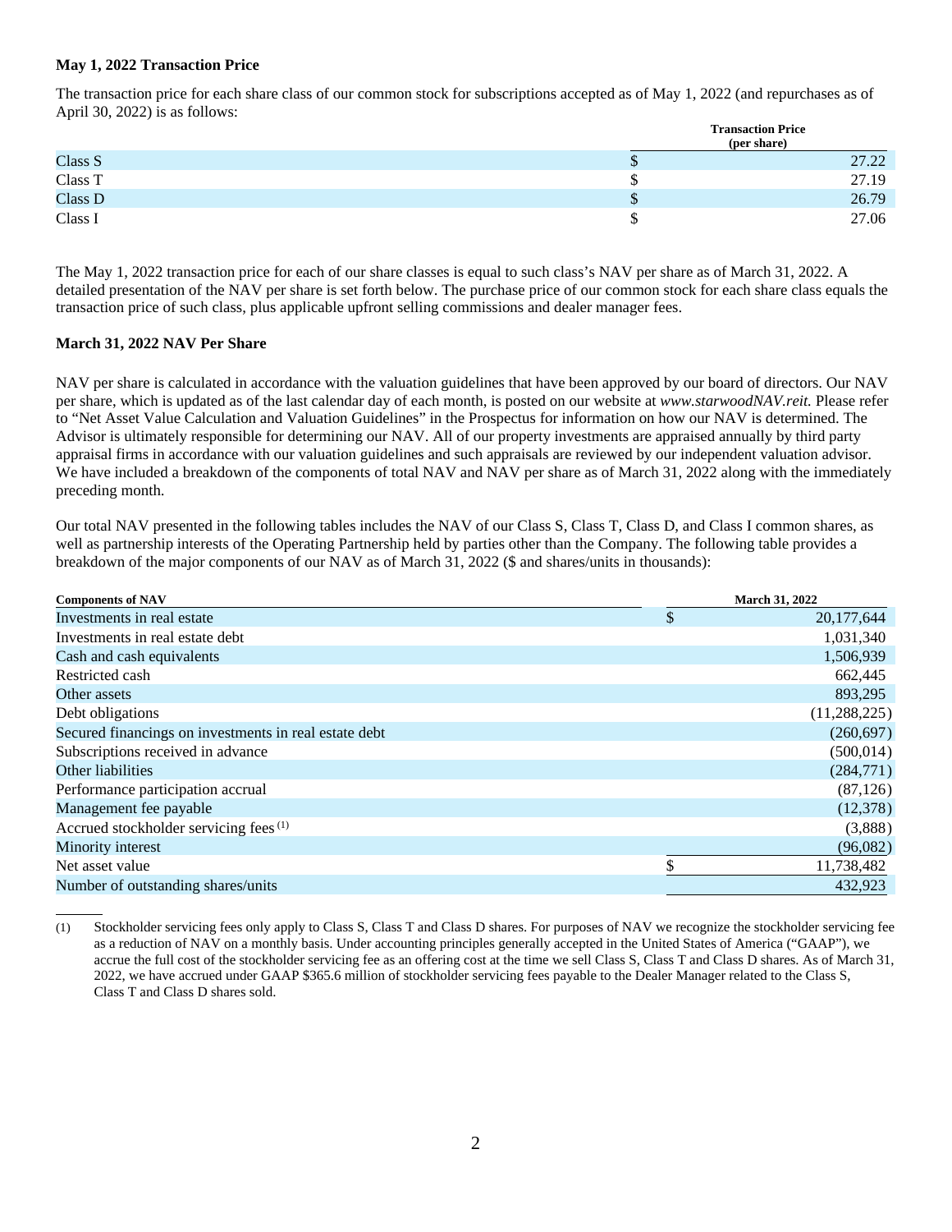**May 1, 2022 Transaction Price**

The transaction price for each share class of our common stock for subscriptions accepted as of May 1, 2022 (and repurchases as of April 30, 2022) is as follows:

| | Transaction Price (per share) |
|---|---|
| Class S | $ 27.22 |
| Class T | $ 27.19 |
| Class D | $ 26.79 |
| Class I | $ 27.06 |

The May 1, 2022 transaction price for each of our share classes is equal to such class's NAV per share as of March 31, 2022. A detailed presentation of the NAV per share is set forth below. The purchase price of our common stock for each share class equals the transaction price of such class, plus applicable upfront selling commissions and dealer manager fees.

**March 31, 2022 NAV Per Share**

NAV per share is calculated in accordance with the valuation guidelines that have been approved by our board of directors. Our NAV per share, which is updated as of the last calendar day of each month, is posted on our website at *www.starwoodNAV.reit.* Please refer to "Net Asset Value Calculation and Valuation Guidelines" in the Prospectus for information on how our NAV is determined. The Advisor is ultimately responsible for determining our NAV. All of our property investments are appraised annually by third party appraisal firms in accordance with our valuation guidelines and such appraisals are reviewed by our independent valuation advisor. We have included a breakdown of the components of total NAV and NAV per share as of March 31, 2022 along with the immediately preceding month.

Our total NAV presented in the following tables includes the NAV of our Class S, Class T, Class D, and Class I common shares, as well as partnership interests of the Operating Partnership held by parties other than the Company. The following table provides a breakdown of the major components of our NAV as of March 31, 2022 ($ and shares/units in thousands):

| Components of NAV | March 31, 2022 |
|---|---|
| Investments in real estate | $ 20,177,644 |
| Investments in real estate debt | 1,031,340 |
| Cash and cash equivalents | 1,506,939 |
| Restricted cash | 662,445 |
| Other assets | 893,295 |
| Debt obligations | (11,288,225) |
| Secured financings on investments in real estate debt | (260,697) |
| Subscriptions received in advance | (500,014) |
| Other liabilities | (284,771) |
| Performance participation accrual | (87,126) |
| Management fee payable | (12,378) |
| Accrued stockholder servicing fees [(1)] | (3,888) |
| Minority interest | (96,082) |
| Net asset value | $ 11,738,482 |
| Number of outstanding shares/units | 432,923 |

(1) Stockholder servicing fees only apply to Class S, Class T and Class D shares. For purposes of NAV we recognize the stockholder servicing fee as a reduction of NAV on a monthly basis. Under accounting principles generally accepted in the United States of America ("GAAP"), we accrue the full cost of the stockholder servicing fee as an offering cost at the time we sell Class S, Class T and Class D shares. As of March 31, 2022, we have accrued under GAAP $365.6 million of stockholder servicing fees payable to the Dealer Manager related to the Class S, Class T and Class D shares sold.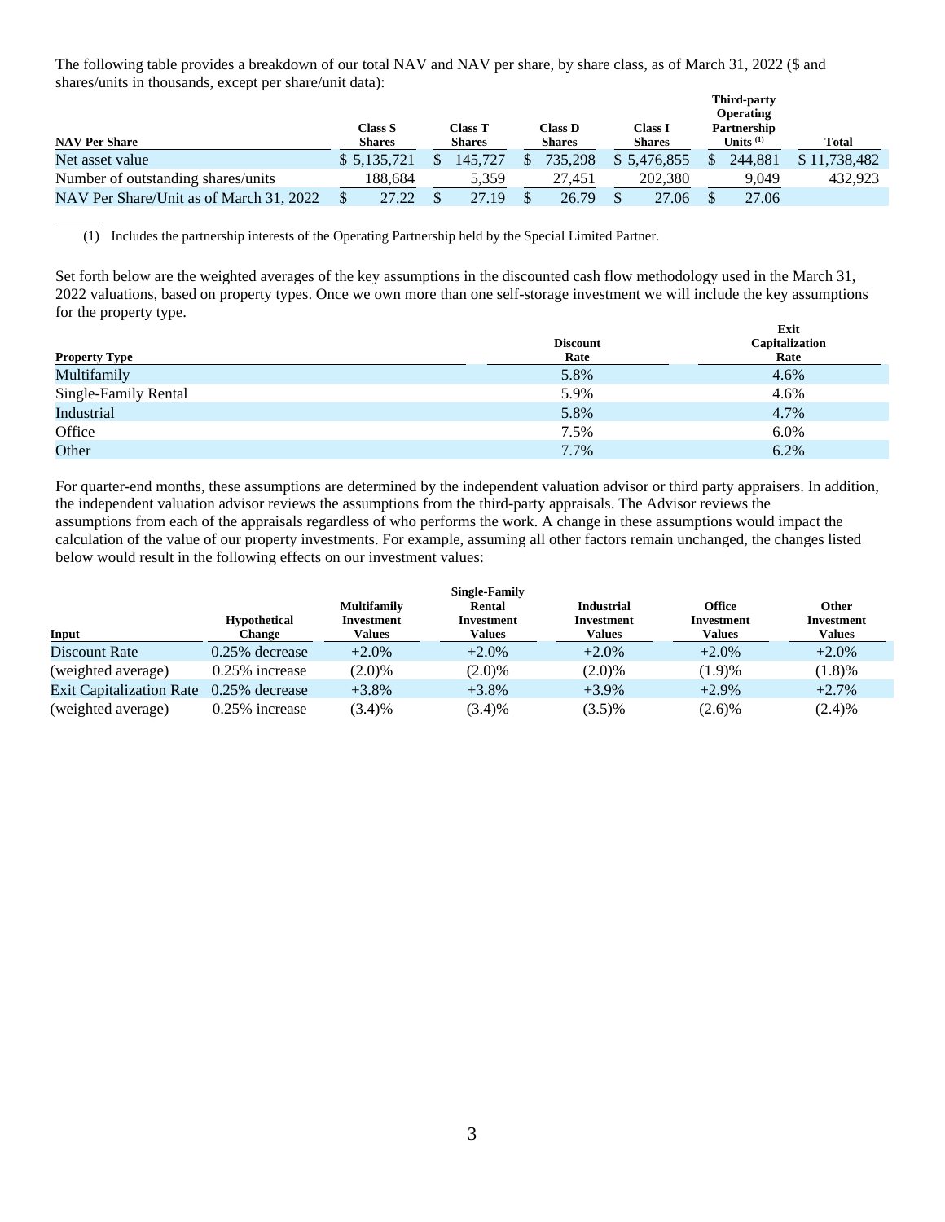The following table provides a breakdown of our total NAV and NAV per share, by share class, as of March 31, 2022 ($ and shares/units in thousands, except per share/unit data):

| NAV Per Share | Class S Shares | Class T Shares | Class D Shares | Class I Shares | Third-party Operating Partnership Units (1) | Total |
|---|---|---|---|---|---|---|
| Net asset value | $ 5,135,721 | $ 145,727 | $ 735,298 | $ 5,476,855 | $ 244,881 | $ 11,738,482 |
| Number of outstanding shares/units | 188,684 | 5,359 | 27,451 | 202,380 | 9,049 | 432,923 |
| NAV Per Share/Unit as of March 31, 2022 | $ 27.22 | $ 27.19 | $ 26.79 | $ 27.06 | $ 27.06 | |

(1) Includes the partnership interests of the Operating Partnership held by the Special Limited Partner.

Set forth below are the weighted averages of the key assumptions in the discounted cash flow methodology used in the March 31, 2022 valuations, based on property types. Once we own more than one self-storage investment we will include the key assumptions for the property type.

| Property Type | Discount Rate | Exit Capitalization Rate |
|---|---|---|
| Multifamily | 5.8% | 4.6% |
| Single-Family Rental | 5.9% | 4.6% |
| Industrial | 5.8% | 4.7% |
| Office | 7.5% | 6.0% |
| Other | 7.7% | 6.2% |

For quarter-end months, these assumptions are determined by the independent valuation advisor or third party appraisers. In addition, the independent valuation advisor reviews the assumptions from the third-party appraisals. The Advisor reviews the assumptions from each of the appraisals regardless of who performs the work. A change in these assumptions would impact the calculation of the value of our property investments. For example, assuming all other factors remain unchanged, the changes listed below would result in the following effects on our investment values:

| Input | Hypothetical Change | Multifamily Investment Values | Single-Family Rental Investment Values | Industrial Investment Values | Office Investment Values | Other Investment Values |
|---|---|---|---|---|---|---|
| Discount Rate | 0.25% decrease | +2.0% | +2.0% | +2.0% | +2.0% | +2.0% |
| (weighted average) | 0.25% increase | (2.0)% | (2.0)% | (2.0)% | (1.9)% | (1.8)% |
| Exit Capitalization Rate | 0.25% decrease | +3.8% | +3.8% | +3.9% | +2.9% | +2.7% |
| (weighted average) | 0.25% increase | (3.4)% | (3.4)% | (3.5)% | (2.6)% | (2.4)% |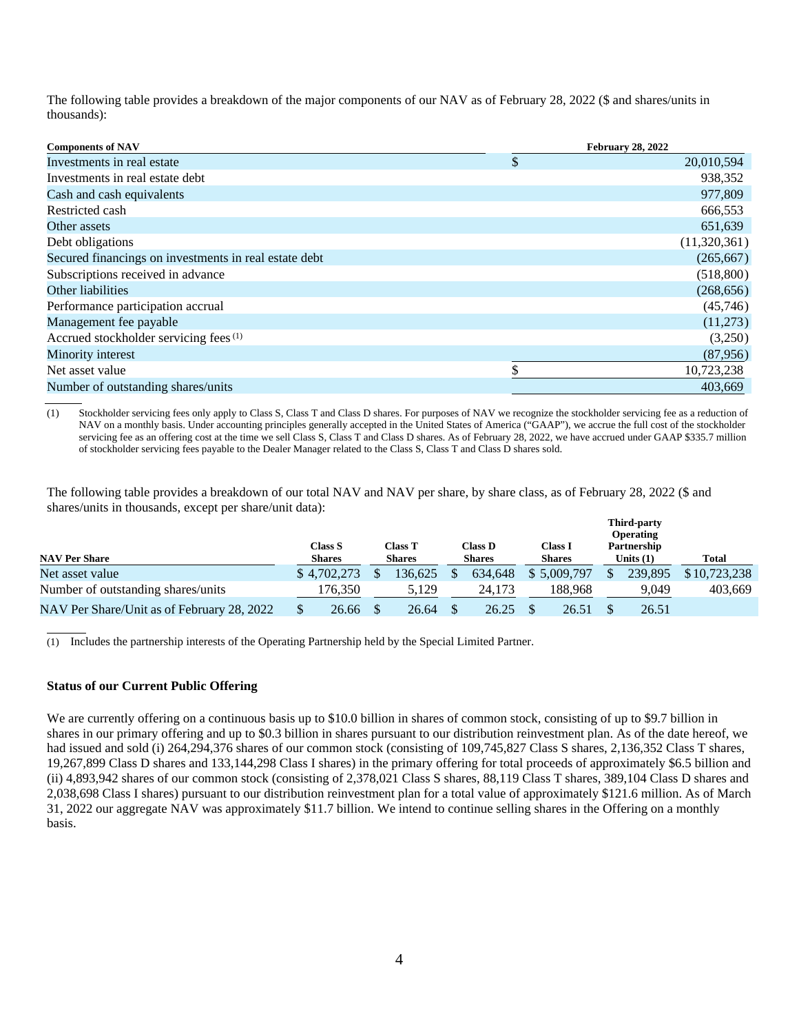The following table provides a breakdown of the major components of our NAV as of February 28, 2022 ($ and shares/units in thousands):

| Components of NAV | February 28, 2022 |
|---|---|
| Investments in real estate | $ 20,010,594 |
| Investments in real estate debt | 938,352 |
| Cash and cash equivalents | 977,809 |
| Restricted cash | 666,553 |
| Other assets | 651,639 |
| Debt obligations | (11,320,361) |
| Secured financings on investments in real estate debt | (265,667) |
| Subscriptions received in advance | (518,800) |
| Other liabilities | (268,656) |
| Performance participation accrual | (45,746) |
| Management fee payable | (11,273) |
| Accrued stockholder servicing fees [(1)] | (3,250) |
| Minority interest | (87,956) |
| Net asset value | $ 10,723,238 |
| Number of outstanding shares/units | 403,669 |

(1) Stockholder servicing fees only apply to Class S, Class T and Class D shares. For purposes of NAV we recognize the stockholder servicing fee as a reduction of NAV on a monthly basis. Under accounting principles generally accepted in the United States of America ("GAAP"), we accrue the full cost of the stockholder servicing fee as an offering cost at the time we sell Class S, Class T and Class D shares. As of February 28, 2022, we have accrued under GAAP $335.7 million of stockholder servicing fees payable to the Dealer Manager related to the Class S, Class T and Class D shares sold.

The following table provides a breakdown of our total NAV and NAV per share, by share class, as of February 28, 2022 ($ and shares/units in thousands, except per share/unit data):

| NAV Per Share | Class S Shares | Class T Shares | Class D Shares | Class I Shares | Third-party Operating Partnership Units (1) | Total |
|---|---|---|---|---|---|---|
| Net asset value | $ 4,702,273 | $ 136,625 | $ 634,648 | $ 5,009,797 | $ 239,895 | $ 10,723,238 |
| Number of outstanding shares/units | 176,350 | 5,129 | 24,173 | 188,968 | 9,049 | 403,669 |
| NAV Per Share/Unit as of February 28, 2022 | $ 26.66 | $ 26.64 | $ 26.25 | $ 26.51 | $ 26.51 | |

(1) Includes the partnership interests of the Operating Partnership held by the Special Limited Partner.

**Status of our Current Public Offering**

We are currently offering on a continuous basis up to $10.0 billion in shares of common stock, consisting of up to $9.7 billion in shares in our primary offering and up to $0.3 billion in shares pursuant to our distribution reinvestment plan. As of the date hereof, we had issued and sold (i) 264,294,376 shares of our common stock (consisting of 109,745,827 Class S shares, 2,136,352 Class T shares, 19,267,899 Class D shares and 133,144,298 Class I shares) in the primary offering for total proceeds of approximately $6.5 billion and (ii) 4,893,942 shares of our common stock (consisting of 2,378,021 Class S shares, 88,119 Class T shares, 389,104 Class D shares and 2,038,698 Class I shares) pursuant to our distribution reinvestment plan for a total value of approximately $121.6 million. As of March 31, 2022 our aggregate NAV was approximately $11.7 billion. We intend to continue selling shares in the Offering on a monthly basis.